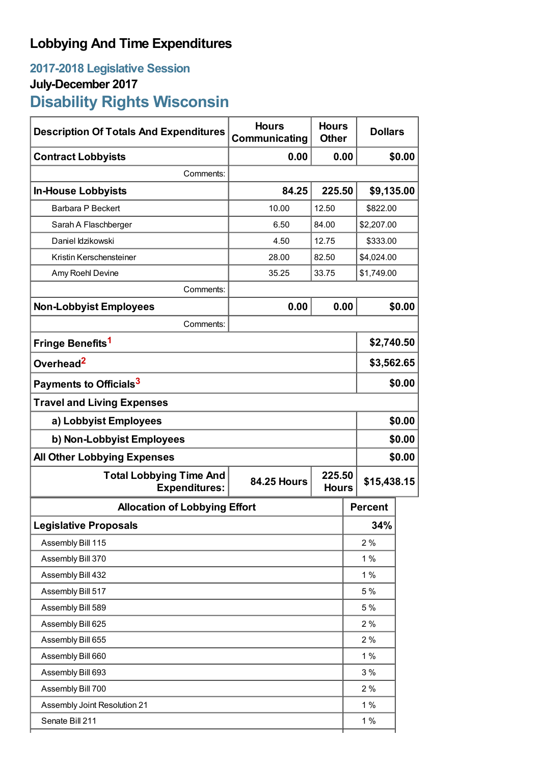# Lobbying And Time Expenditures

## 2017-2018 Legislative Session

### July-December 2017

## Disability Rights Wisconsin

| Description Of Totals And Expenditures | Hours Communicating | Hours Other | Dollars |
|---|---|---|---|
| **Contract Lobbyists** | **0.00** | **0.00** | **$0.00** |
| Comments: | | | |
| **In-House Lobbyists** | **84.25** | **225.50** | **$9,135.00** |
| Barbara P Beckert | 10.00 | 12.50 | $822.00 |
| Sarah A Flaschberger | 6.50 | 84.00 | $2,207.00 |
| Daniel Idzikowski | 4.50 | 12.75 | $333.00 |
| Kristin Kerschensteiner | 28.00 | 82.50 | $4,024.00 |
| Amy Roehl Devine | 35.25 | 33.75 | $1,749.00 |
| Comments: | | | |
| **Non-Lobbyist Employees** | **0.00** | **0.00** | **$0.00** |
| Comments: | | | |
| **Fringe Benefits**[1] | | | **$2,740.50** |
| **Overhead**[2] | | | **$3,562.65** |
| **Payments to Officials**[3] | | | **$0.00** |
| **Travel and Living Expenses** | | | |
| **a) Lobbyist Employees** | | | **$0.00** |
| **b) Non-Lobbyist Employees** | | | **$0.00** |
| **All Other Lobbying Expenses** | | | **$0.00** |
| **Total Lobbying Time And Expenditures:** | **84.25 Hours** | **225.50 Hours** | **$15,438.15** |

| Allocation of Lobbying Effort | Percent |
|---|---|
| **Legislative Proposals** | **34%** |
| Assembly Bill 115 | 2 % |
| Assembly Bill 370 | 1 % |
| Assembly Bill 432 | 1 % |
| Assembly Bill 517 | 5 % |
| Assembly Bill 589 | 5 % |
| Assembly Bill 625 | 2 % |
| Assembly Bill 655 | 2 % |
| Assembly Bill 660 | 1 % |
| Assembly Bill 693 | 3 % |
| Assembly Bill 700 | 2 % |
| Assembly Joint Resolution 21 | 1 % |
| Senate Bill 211 | 1 % |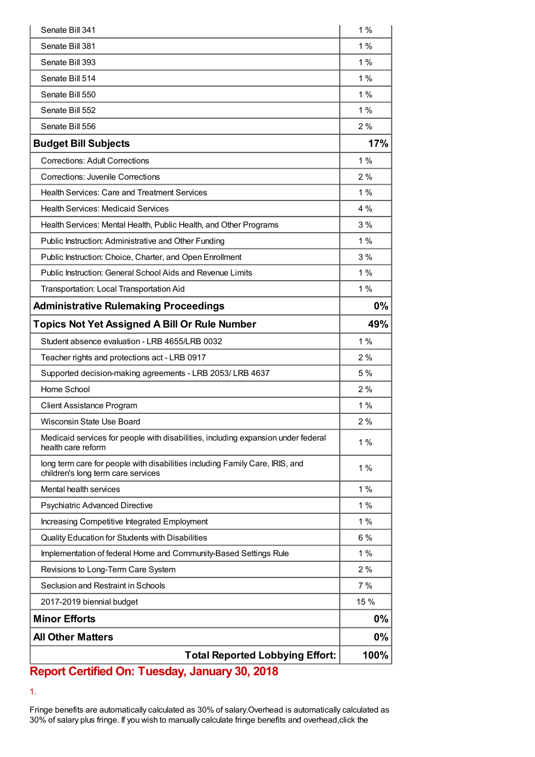| | |
|---|---|
| Senate Bill 341 | 1 % |
| Senate Bill 381 | 1 % |
| Senate Bill 393 | 1 % |
| Senate Bill 514 | 1 % |
| Senate Bill 550 | 1 % |
| Senate Bill 552 | 1 % |
| Senate Bill 556 | 2 % |
| **Budget Bill Subjects** | **17%** |
| Corrections: Adult Corrections | 1 % |
| Corrections: Juvenile Corrections | 2 % |
| Health Services: Care and Treatment Services | 1 % |
| Health Services: Medicaid Services | 4 % |
| Health Services: Mental Health, Public Health, and Other Programs | 3 % |
| Public Instruction: Administrative and Other Funding | 1 % |
| Public Instruction: Choice, Charter, and Open Enrollment | 3 % |
| Public Instruction: General School Aids and Revenue Limits | 1 % |
| Transportation: Local Transportation Aid | 1 % |
| **Administrative Rulemaking Proceedings** | **0%** |
| **Topics Not Yet Assigned A Bill Or Rule Number** | **49%** |
| Student absence evaluation - LRB 4655/LRB 0032 | 1 % |
| Teacher rights and protections act - LRB 0917 | 2 % |
| Supported decision-making agreements - LRB 2053/ LRB 4637 | 5 % |
| Home School | 2 % |
| Client Assistance Program | 1 % |
| Wisconsin State Use Board | 2 % |
| Medicaid services for people with disabilities, including expansion under federal health care reform | 1 % |
| long term care for people with disabilities including Family Care, IRIS, and children's long term care services | 1 % |
| Mental health services | 1 % |
| Psychiatric Advanced Directive | 1 % |
| Increasing Competitive Integrated Employment | 1 % |
| Quality Education for Students with Disabilities | 6 % |
| Implementation of federal Home and Community-Based Settings Rule | 1 % |
| Revisions to Long-Term Care System | 2 % |
| Seclusion and Restraint in Schools | 7 % |
| 2017-2019 biennial budget | 15 % |
| **Minor Efforts** | **0%** |
| **All Other Matters** | **0%** |
| **Total Reported Lobbying Effort:** | **100%** |

## Report Certified On: Tuesday, January 30, 2018

1.

Fringe benefits are automatically calculated as 30% of salary.Overhead is automatically calculated as 30% of salary plus fringe. If you wish to manually calculate fringe benefits and overhead,click the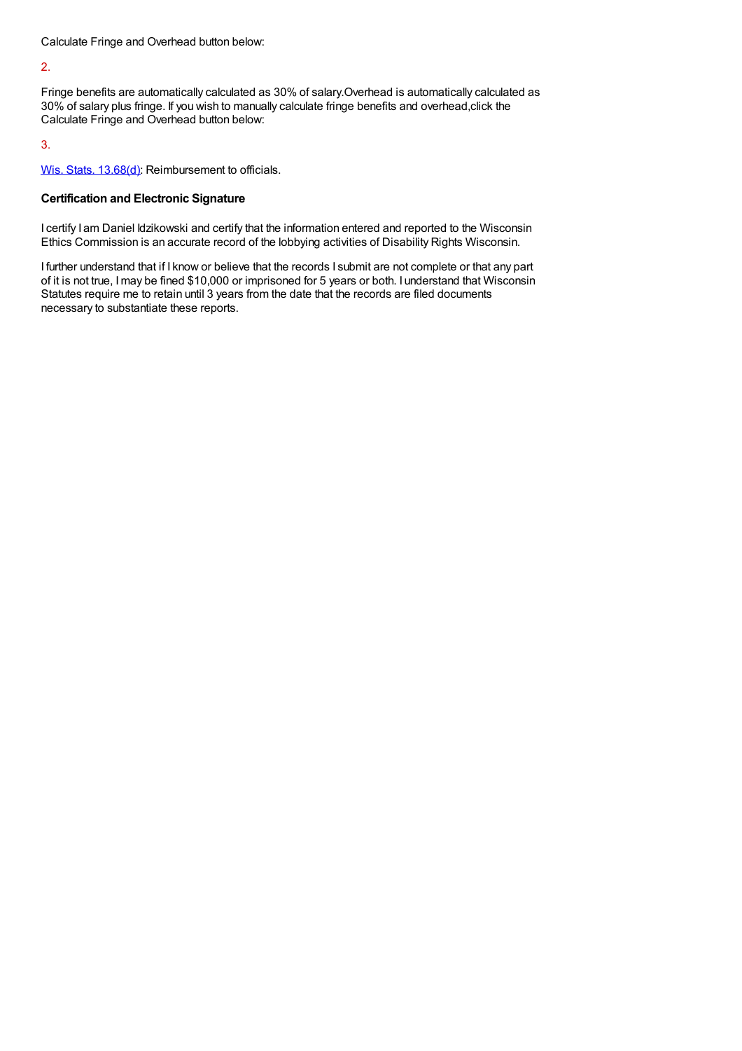Calculate Fringe and Overhead button below:

2.

Fringe benefits are automatically calculated as 30% of salary.Overhead is automatically calculated as 30% of salary plus fringe. If you wish to manually calculate fringe benefits and overhead,click the Calculate Fringe and Overhead button below:

3.

Wis. Stats. 13.68(d): Reimbursement to officials.

**Certification and Electronic Signature**

I certify I am Daniel Idzikowski and certify that the information entered and reported to the Wisconsin Ethics Commission is an accurate record of the lobbying activities of Disability Rights Wisconsin.

I further understand that if I know or believe that the records I submit are not complete or that any part of it is not true, I may be fined $10,000 or imprisoned for 5 years or both. I understand that Wisconsin Statutes require me to retain until 3 years from the date that the records are filed documents necessary to substantiate these reports.